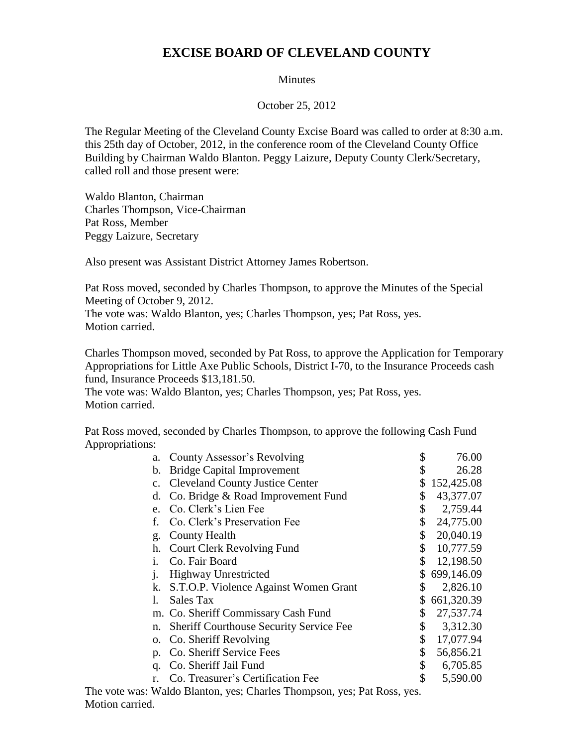# EXCISE BOARD OF CLEVELAND COUNTY

Minutes

October 25, 2012

The Regular Meeting of the Cleveland County Excise Board was called to order at 8:30 a.m. this 25th day of October, 2012, in the conference room of the Cleveland County Office Building by Chairman Waldo Blanton. Peggy Laizure, Deputy County Clerk/Secretary, called roll and those present were:

Waldo Blanton, Chairman
Charles Thompson, Vice-Chairman
Pat Ross, Member
Peggy Laizure, Secretary

Also present was Assistant District Attorney James Robertson.

Pat Ross moved, seconded by Charles Thompson, to approve the Minutes of the Special Meeting of October 9, 2012.
The vote was: Waldo Blanton, yes; Charles Thompson, yes; Pat Ross, yes.
Motion carried.

Charles Thompson moved, seconded by Pat Ross, to approve the Application for Temporary Appropriations for Little Axe Public Schools, District I-70, to the Insurance Proceeds cash fund, Insurance Proceeds $13,181.50.
The vote was: Waldo Blanton, yes; Charles Thompson, yes; Pat Ross, yes.
Motion carried.

Pat Ross moved, seconded by Charles Thompson, to approve the following Cash Fund Appropriations:

| | | |
|---|---|---|
| a. | County Assessor's Revolving | $ 76.00 |
| b. | Bridge Capital Improvement | $ 26.28 |
| c. | Cleveland County Justice Center | $ 152,425.08 |
| d. | Co. Bridge & Road Improvement Fund | $ 43,377.07 |
| e. | Co. Clerk's Lien Fee | $ 2,759.44 |
| f. | Co. Clerk's Preservation Fee | $ 24,775.00 |
| g. | County Health | $ 20,040.19 |
| h. | Court Clerk Revolving Fund | $ 10,777.59 |
| i. | Co. Fair Board | $ 12,198.50 |
| j. | Highway Unrestricted | $ 699,146.09 |
| k. | S.T.O.P. Violence Against Women Grant | $ 2,826.10 |
| l. | Sales Tax | $ 661,320.39 |
| m. | Co. Sheriff Commissary Cash Fund | $ 27,537.74 |
| n. | Sheriff Courthouse Security Service Fee | $ 3,312.30 |
| o. | Co. Sheriff Revolving | $ 17,077.94 |
| p. | Co. Sheriff Service Fees | $ 56,856.21 |
| q. | Co. Sheriff Jail Fund | $ 6,705.85 |
| r. | Co. Treasurer's Certification Fee | $ 5,590.00 |

The vote was: Waldo Blanton, yes; Charles Thompson, yes; Pat Ross, yes.
Motion carried.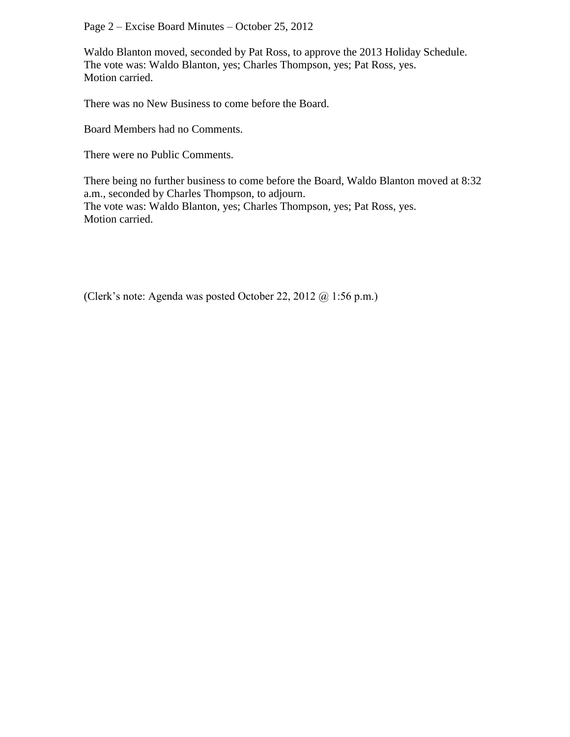Waldo Blanton moved, seconded by Pat Ross, to approve the 2013 Holiday Schedule.
The vote was: Waldo Blanton, yes; Charles Thompson, yes; Pat Ross, yes.
Motion carried.

There was no New Business to come before the Board.

Board Members had no Comments.

There were no Public Comments.

There being no further business to come before the Board, Waldo Blanton moved at 8:32 a.m., seconded by Charles Thompson, to adjourn.
The vote was: Waldo Blanton, yes; Charles Thompson, yes; Pat Ross, yes.
Motion carried.

(Clerk's note: Agenda was posted October 22, 2012 @ 1:56 p.m.)